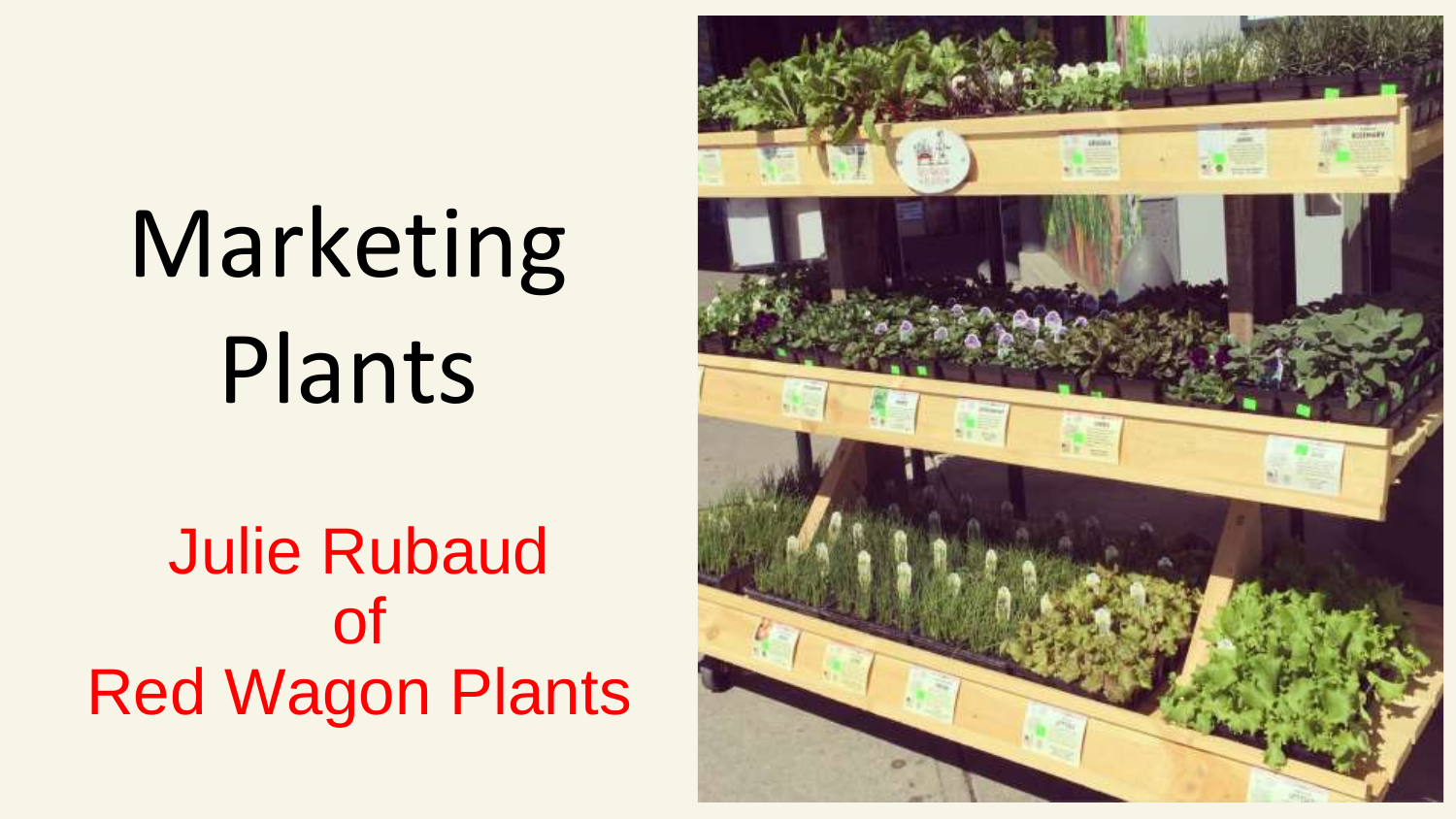# Marketing Plants

Julie Rubaud
of
Red Wagon Plants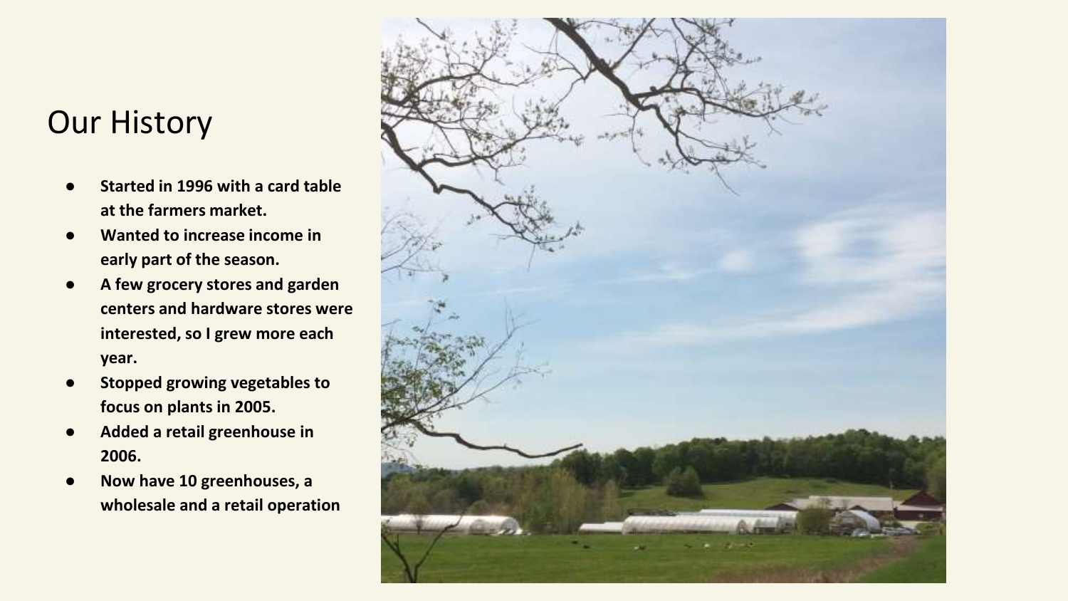# Our History

- **Started in 1996 with a card table at the farmers market.**
- **Wanted to increase income in early part of the season.**
- **A few grocery stores and garden centers and hardware stores were interested, so I grew more each year.**
- **Stopped growing vegetables to focus on plants in 2005.**
- **Added a retail greenhouse in 2006.**
- **Now have 10 greenhouses, a wholesale and a retail operation**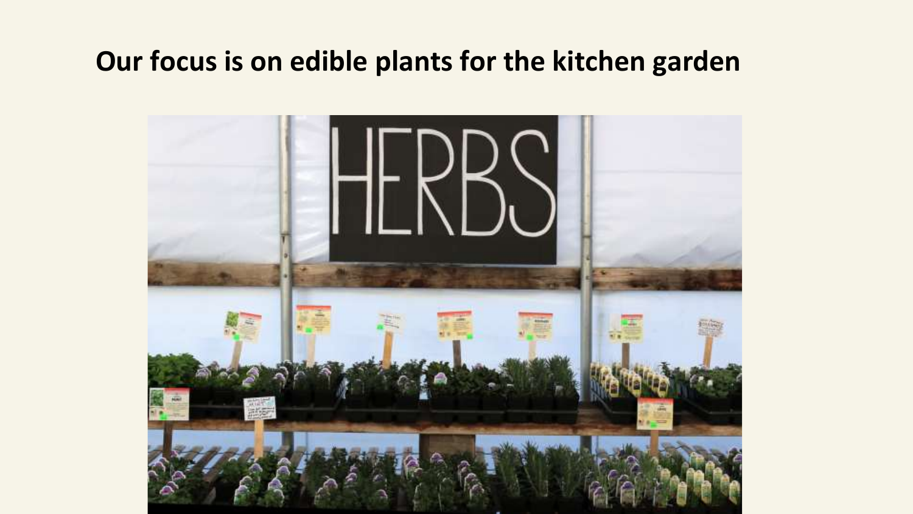# Our focus is on edible plants for the kitchen garden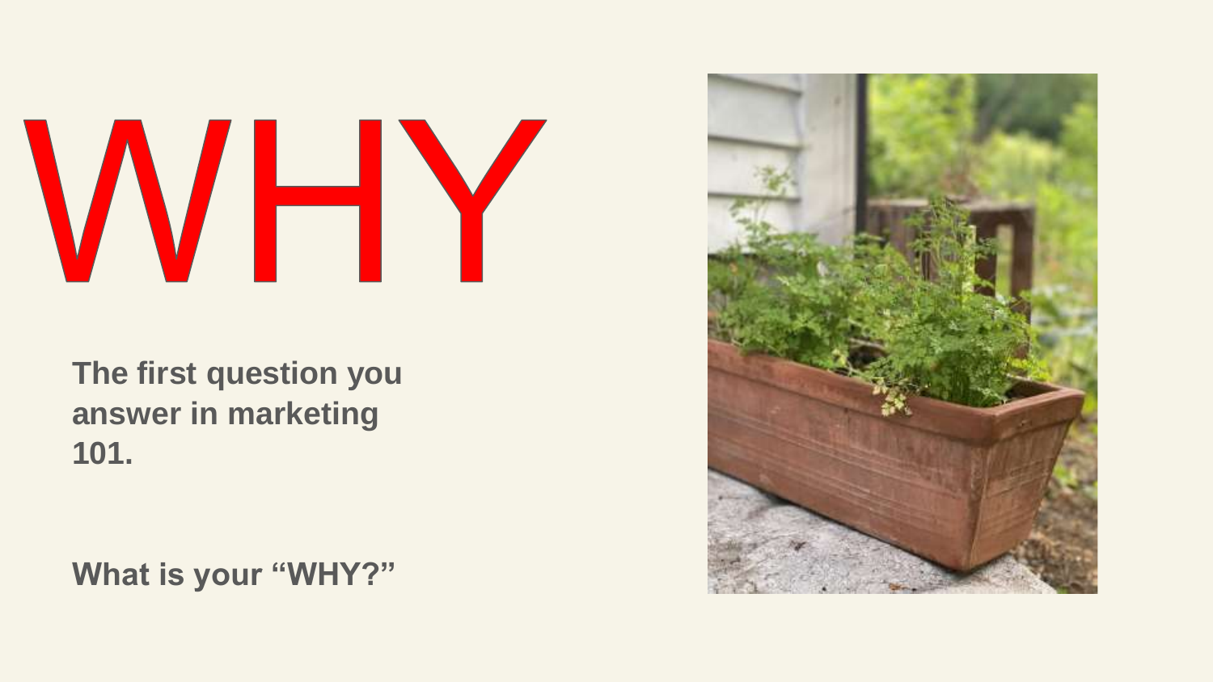# WHY

**The first question you answer in marketing 101.**

**What is your “WHY?”**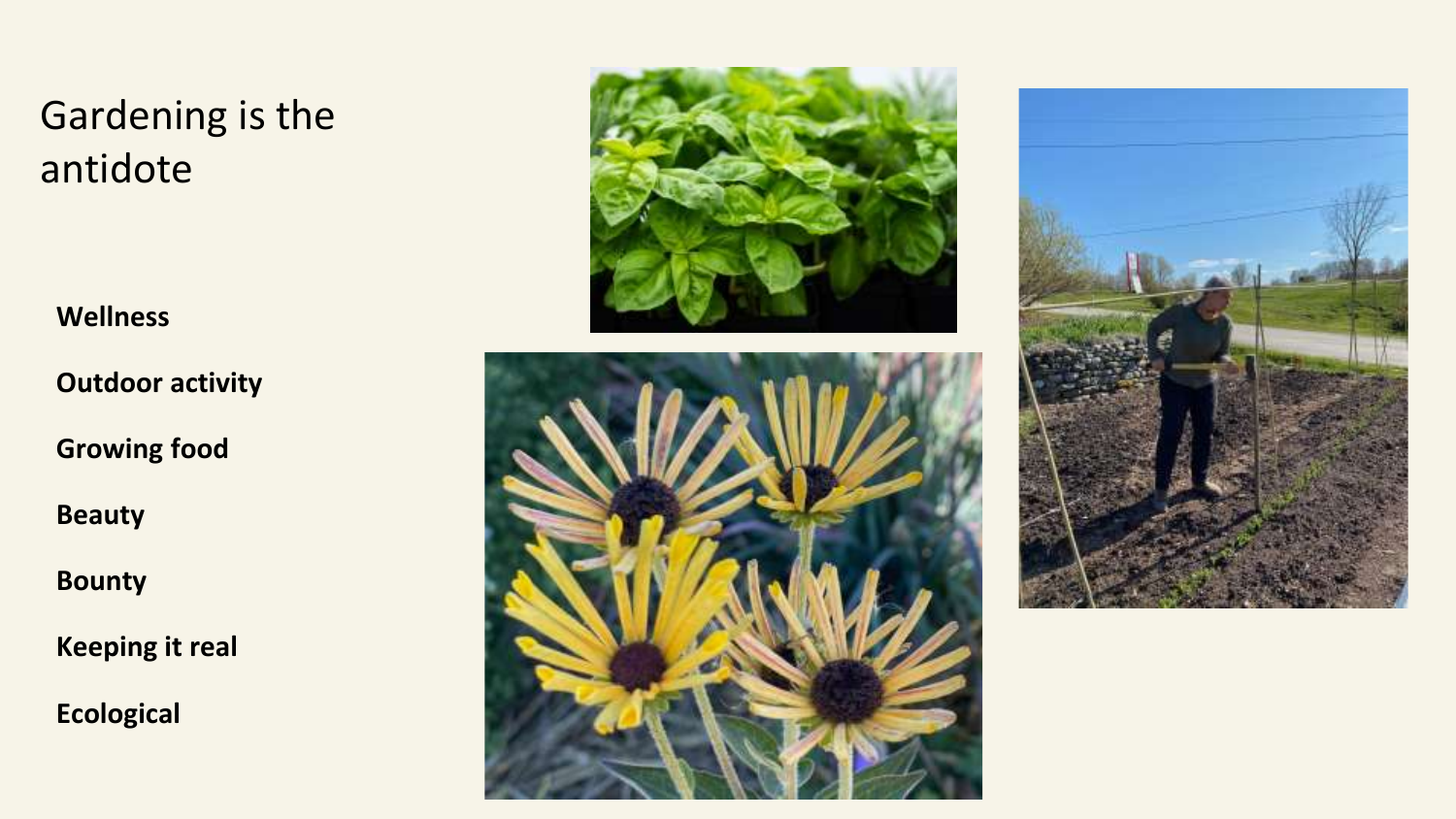# Gardening is the antidote

**Wellness**

**Outdoor activity**

**Growing food**

**Beauty**

**Bounty**

**Keeping it real**

**Ecological**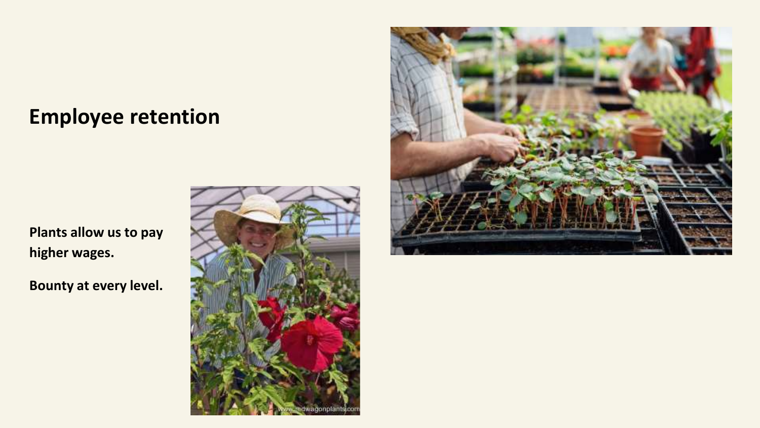# Employee retention

**Plants allow us to pay higher wages.**

**Bounty at every level.**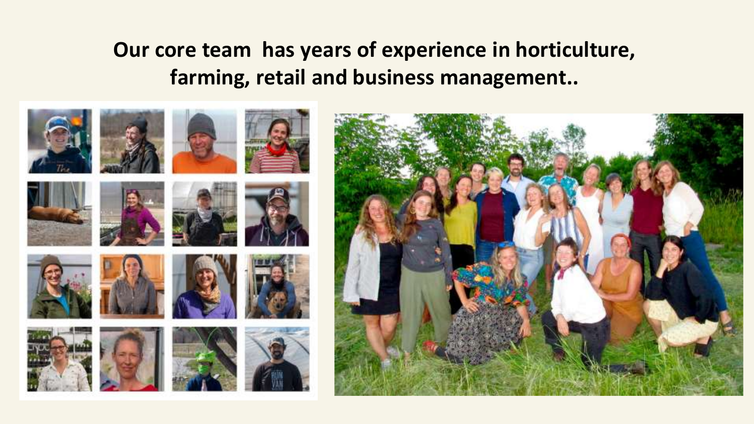**Our core team  has years of experience in horticulture, farming, retail and business management..**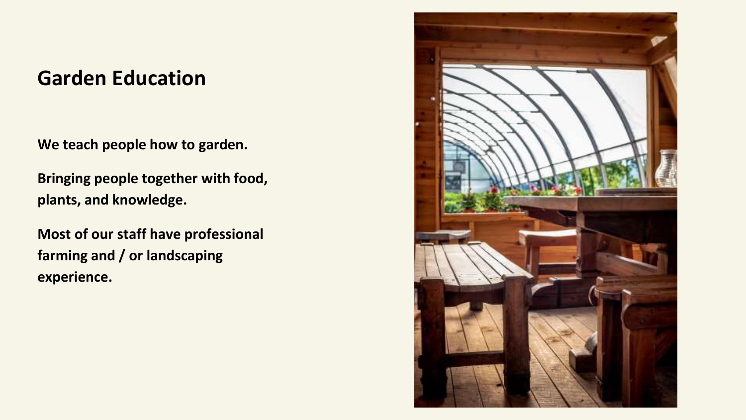# Garden Education

**We teach people how to garden.**

**Bringing people together with food, plants, and knowledge.**

**Most of our staff have professional farming and / or landscaping experience.**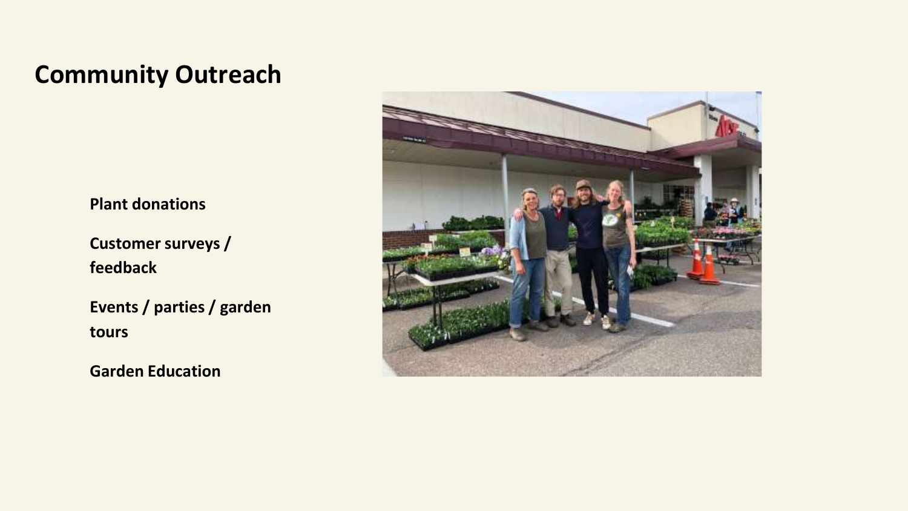# Community Outreach

**Plant donations**

**Customer surveys / feedback**

**Events / parties / garden tours**

**Garden Education**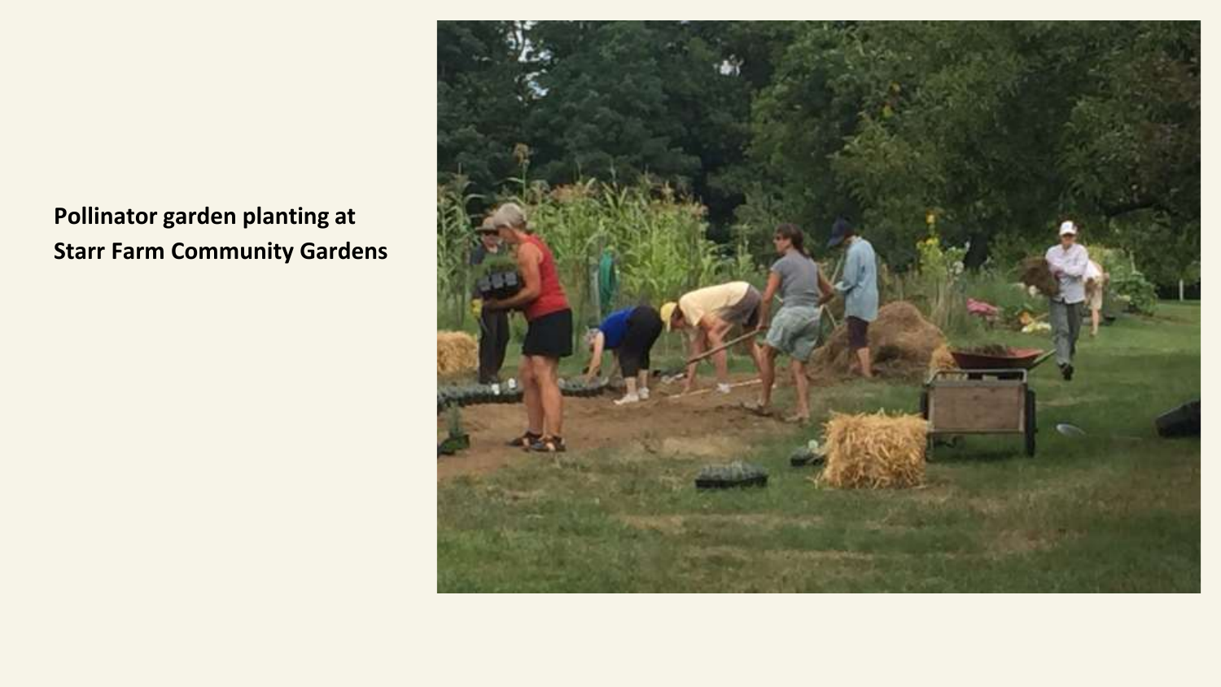**Pollinator garden planting at Starr Farm Community Gardens**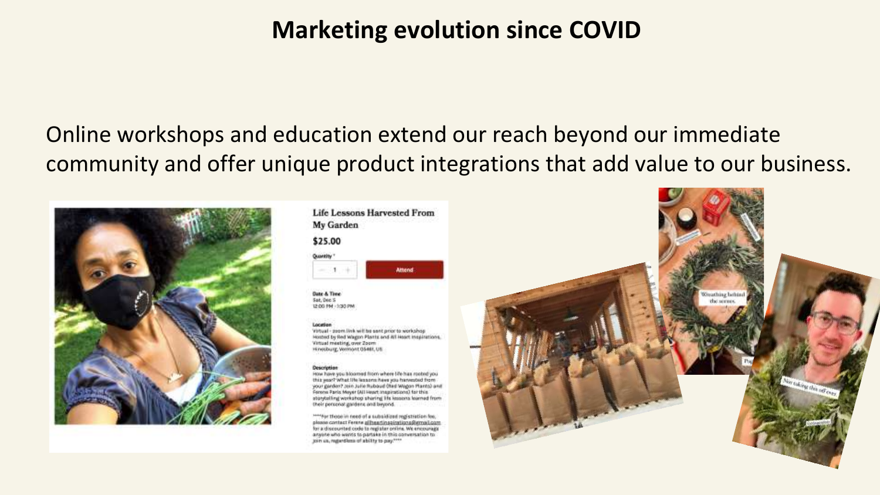# Marketing evolution since COVID

Online workshops and education extend our reach beyond our immediate community and offer unique product integrations that add value to our business.

Life Lessons Harvested From My Garden

$25.00

Quantity *

Attend

Date & Time
Sat, Dec 5
12:00 PM - 1:30 PM

Location
Virtual - zoom link will be sent prior to workshop
Hosted by Red Wagon Plants and All Heart Inspirations
Virtual meeting, over Zoom
Hinesburg, Vermont 05461, US

Description
How have you bloomed from where life has rooted you this year? What life lessons have you harvested from your garden? Join Julie Rubaud (Red Wagon Plants) and Ferene Paris Meyer (All Heart Inspirations) for this storytelling workshop sharing life lessons learned from their personal gardens and beyond.

****For those in need of a subsidized registration fee, please contact Ferene allheartinspirations@gmail.com for a discounted code to register online. We encourage anyone who wants to partake in this conversation to join us, regardless of ability to pay.****

Wreathing behind the scenes.

Not taking this off ever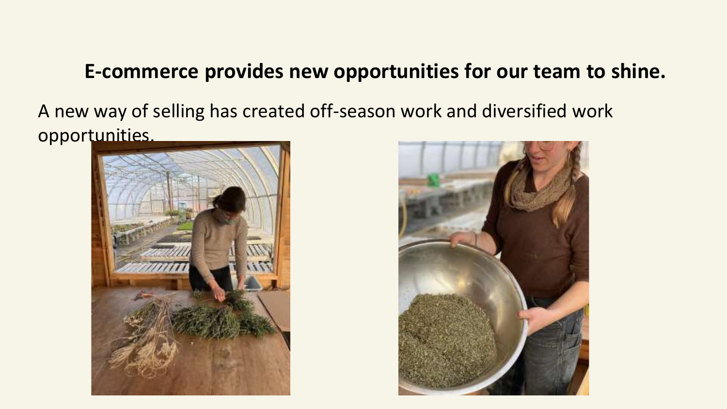## E-commerce provides new opportunities for our team to shine.

A new way of selling has created off-season work and diversified work opportunities.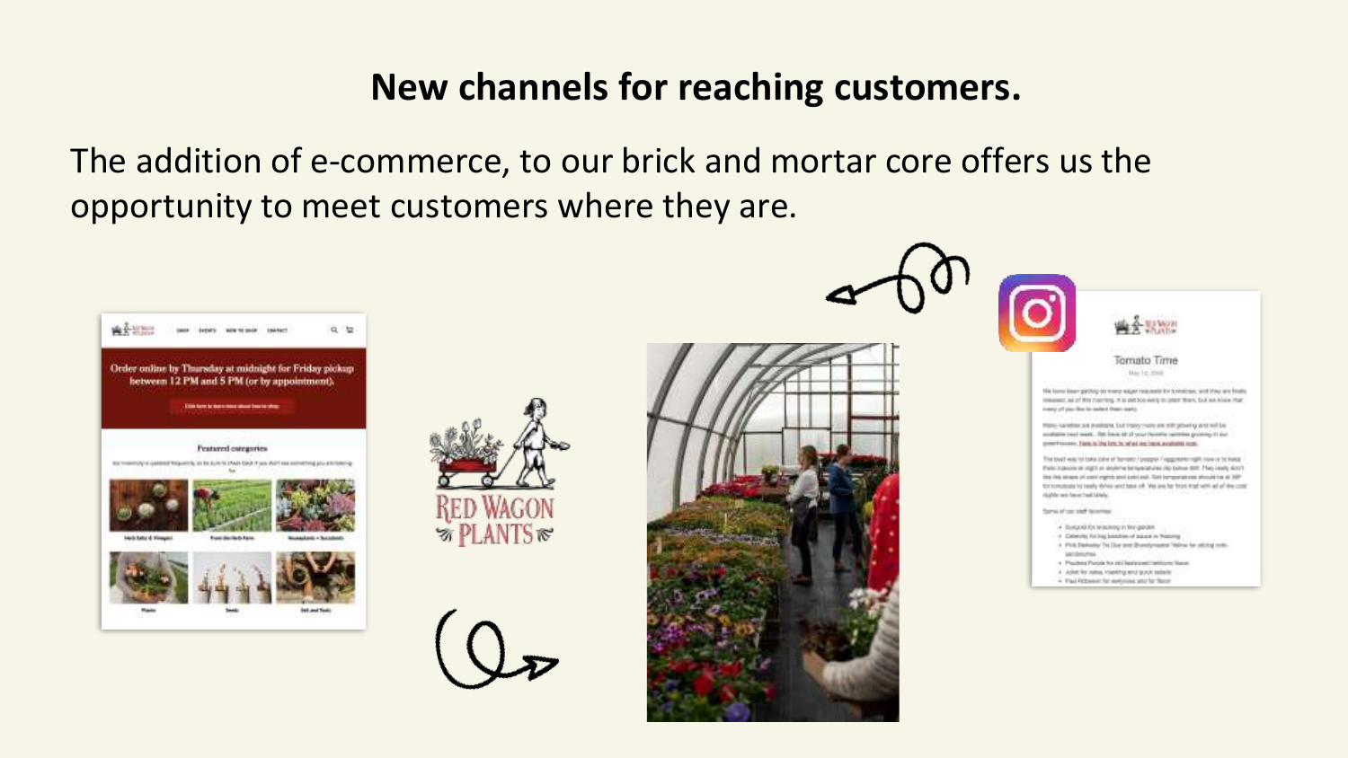## New channels for reaching customers.

The addition of e-commerce, to our brick and mortar core offers us the opportunity to meet customers where they are.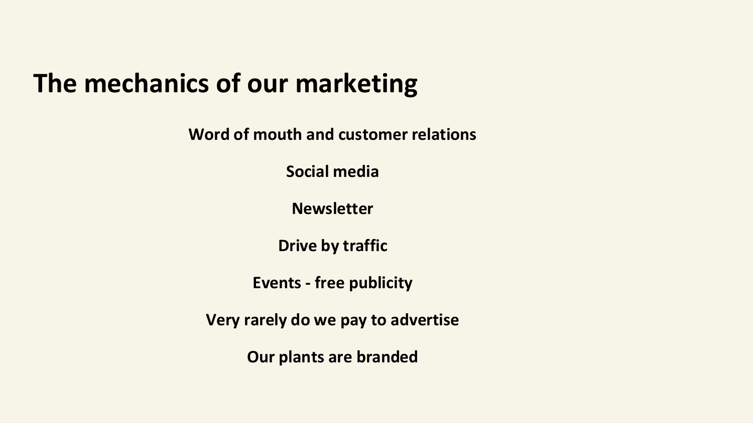# The mechanics of our marketing

**Word of mouth and customer relations**

**Social media**

**Newsletter**

**Drive by traffic**

**Events - free publicity**

**Very rarely do we pay to advertise**

**Our plants are branded**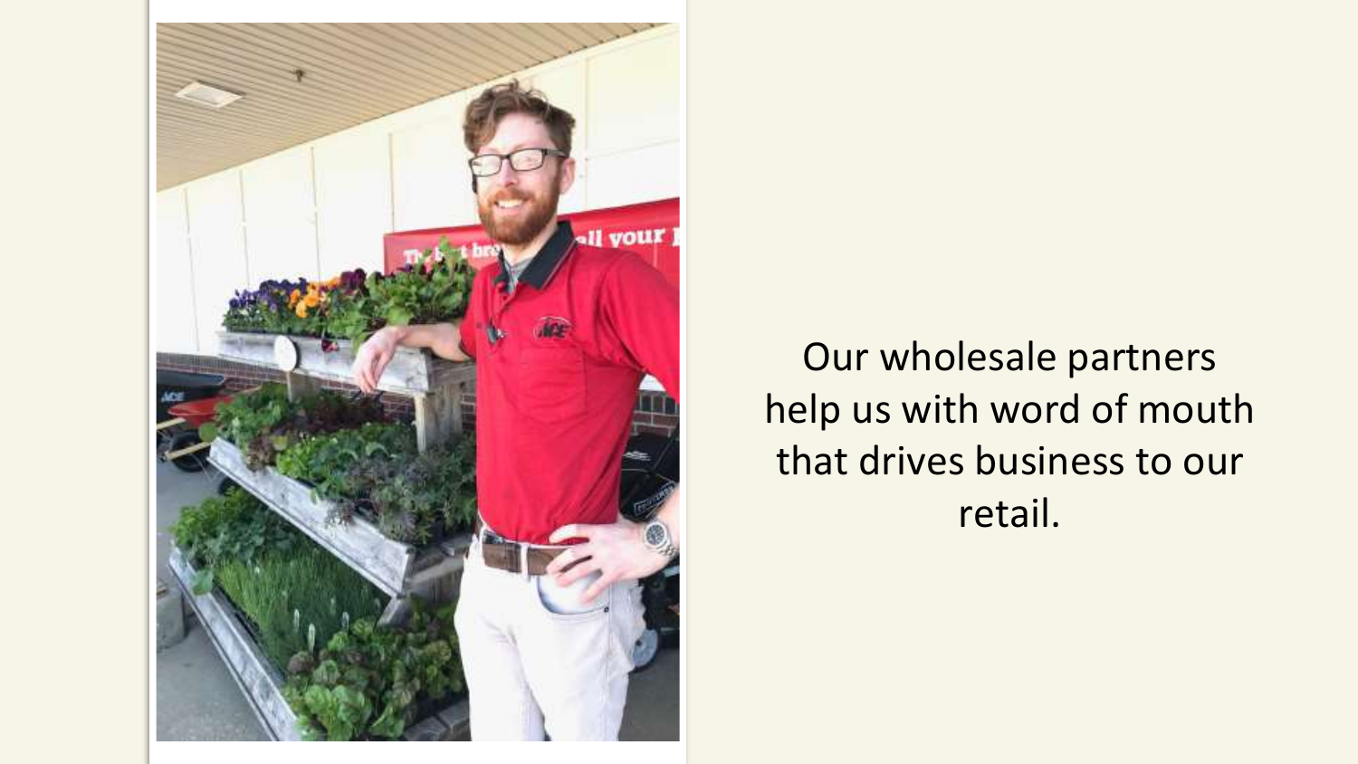Our wholesale partners help us with word of mouth that drives business to our retail.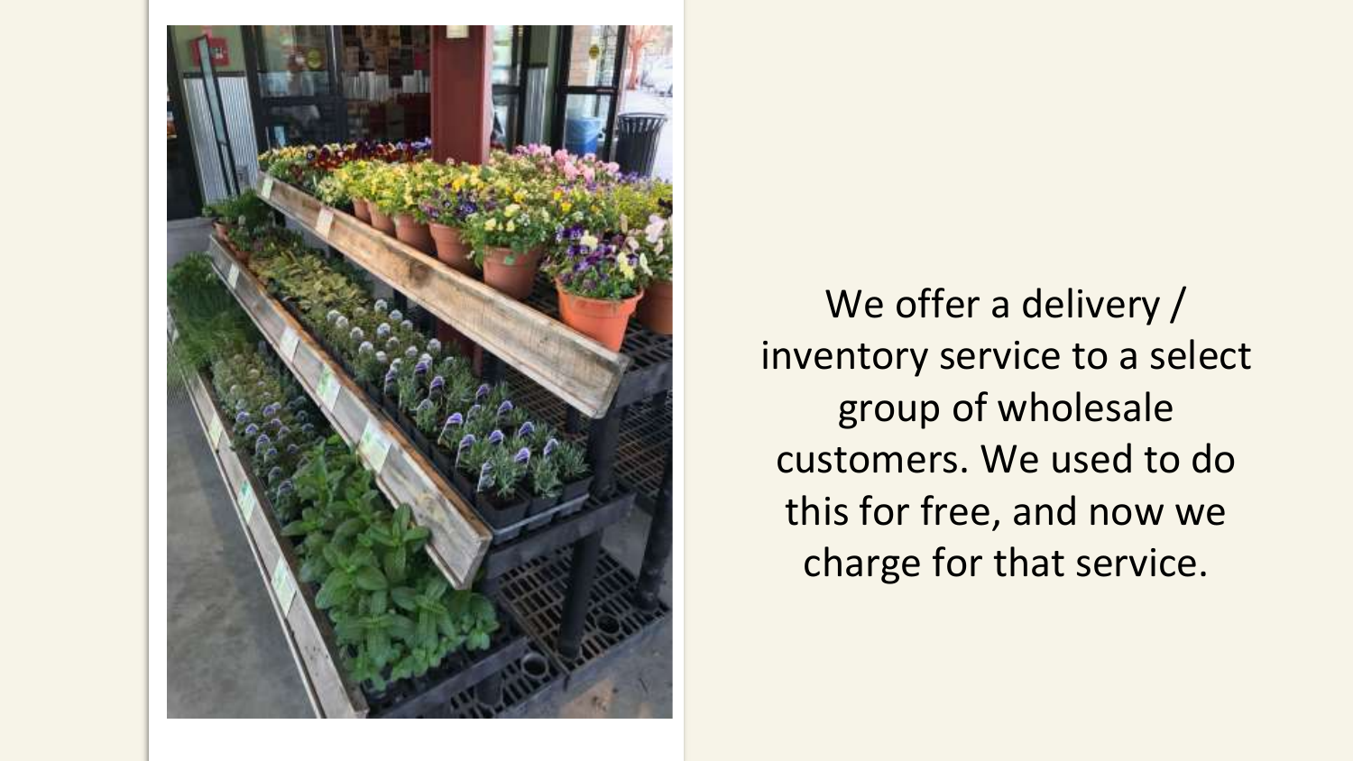We offer a delivery / inventory service to a select group of wholesale customers. We used to do this for free, and now we charge for that service.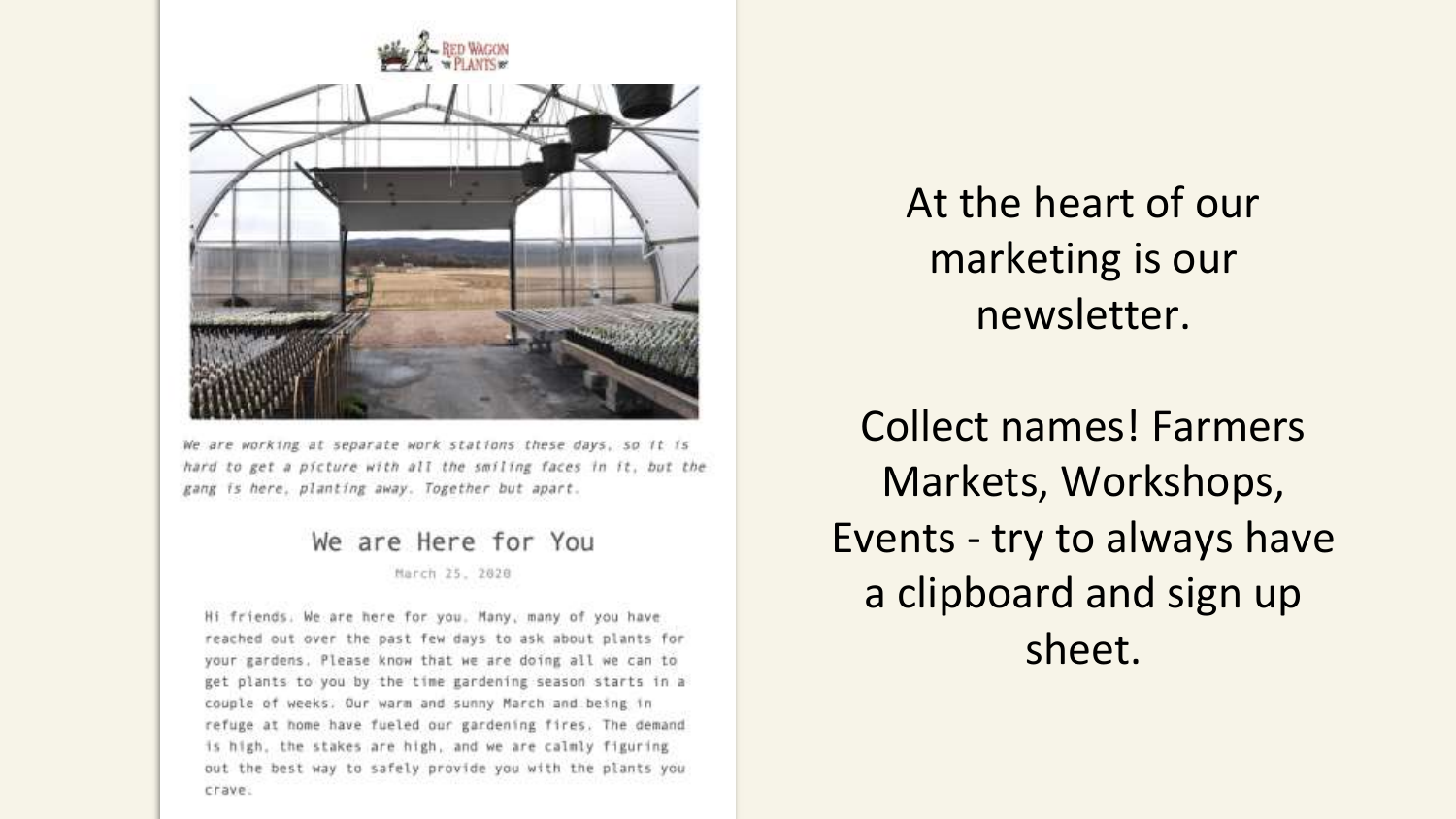RED WAGON PLANTS

*We are working at separate work stations these days, so it is hard to get a picture with all the smiling faces in it, but the gang is here, planting away. Together but apart.*

## We are Here for You

March 25, 2020

Hi friends. We are here for you. Many, many of you have reached out over the past few days to ask about plants for your gardens. Please know that we are doing all we can to get plants to you by the time gardening season starts in a couple of weeks. Our warm and sunny March and being in refuge at home have fueled our gardening fires. The demand is high, the stakes are high, and we are calmly figuring out the best way to safely provide you with the plants you crave.

At the heart of our marketing is our newsletter.

Collect names! Farmers Markets, Workshops, Events - try to always have a clipboard and sign up sheet.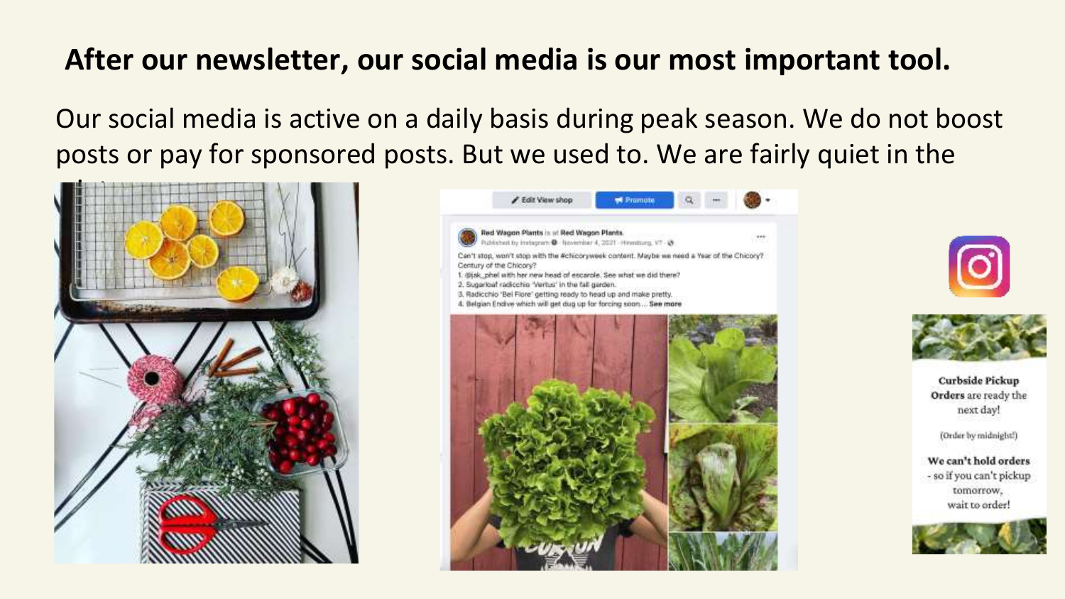## After our newsletter, our social media is our most important tool.

Our social media is active on a daily basis during peak season. We do not boost posts or pay for sponsored posts. But we used to. We are fairly quiet in the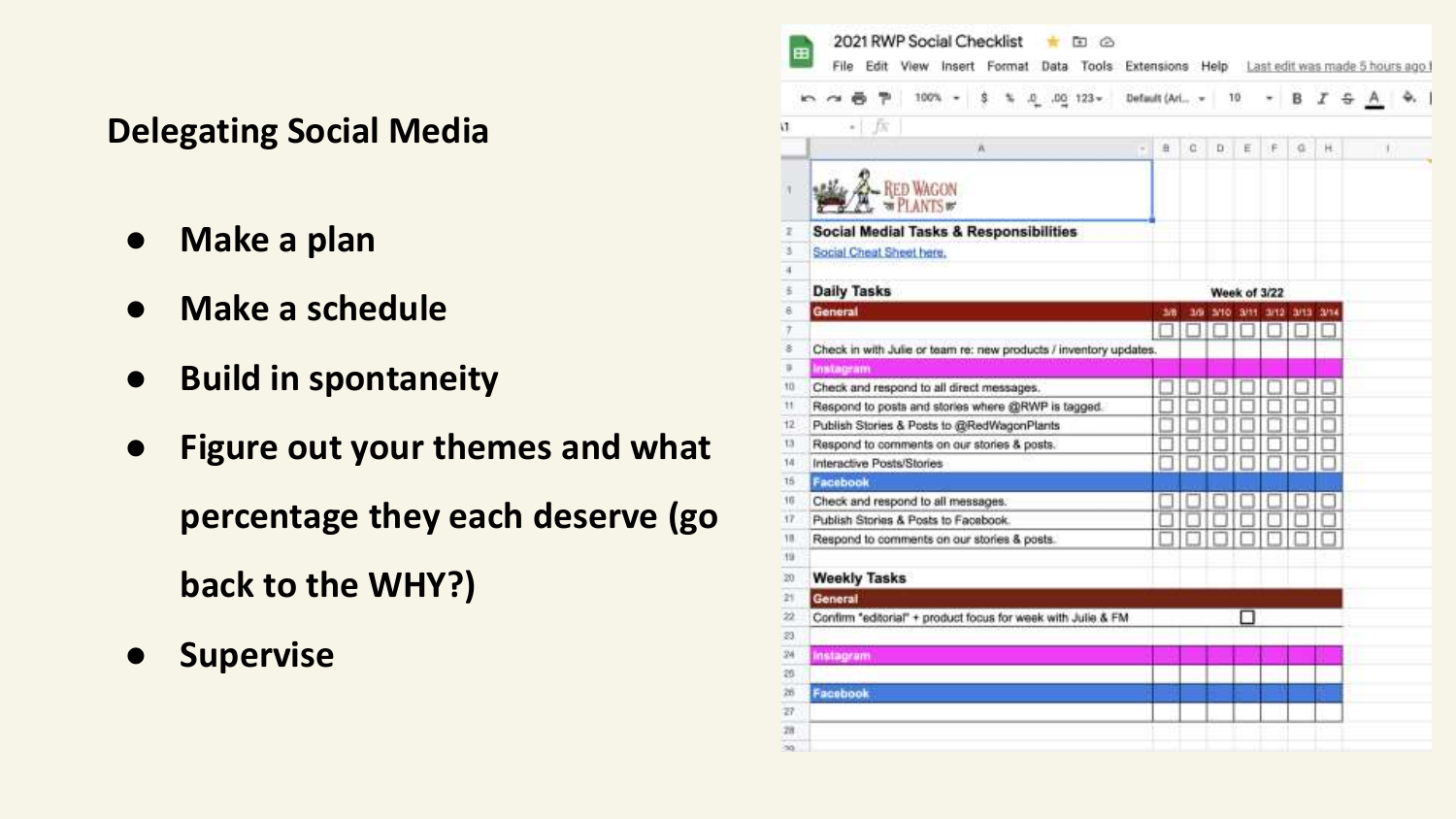## Delegating Social Media

- Make a plan
- Make a schedule
- Build in spontaneity
- Figure out your themes and what percentage they each deserve (go back to the WHY?)
- Supervise

**2021 RWP Social Checklist**

**Social Medial Tasks & Responsibilities**

Social Cheat Sheet here.

**Daily Tasks** — Week of 3/22

| | 3/8 | 3/9 | 3/10 | 3/11 | 3/12 | 3/13 | 3/14 |
|---|---|---|---|---|---|---|---|
| **General** | | | | | | | |
| | ☐ | ☐ | ☐ | ☐ | ☐ | ☐ | ☐ |
| Check in with Julie or team re: new products / inventory updates. | | | | | | | |
| **Instagram** | | | | | | | |
| Check and respond to all direct messages. | ☐ | ☐ | ☐ | ☐ | ☐ | ☐ | ☐ |
| Respond to posts and stories where @RWP is tagged. | ☐ | ☐ | ☐ | ☐ | ☐ | ☐ | ☐ |
| Publish Stories & Posts to @RedWagonPlants | ☐ | ☐ | ☐ | ☐ | ☐ | ☐ | ☐ |
| Respond to comments on our stories & posts. | ☐ | ☐ | ☐ | ☐ | ☐ | ☐ | ☐ |
| Interactive Posts/Stories | ☐ | ☐ | ☐ | ☐ | ☐ | ☐ | ☐ |
| **Facebook** | | | | | | | |
| Check and respond to all messages. | ☐ | ☐ | ☐ | ☐ | ☐ | ☐ | ☐ |
| Publish Stories & Posts to Facebook. | ☐ | ☐ | ☐ | ☐ | ☐ | ☐ | ☐ |
| Respond to comments on our stories & posts. | ☐ | ☐ | ☐ | ☐ | ☐ | ☐ | ☐ |

**Weekly Tasks**

| | |
|---|---|
| **General** | |
| Confirm "editorial" + product focus for week with Julie & FM | ☐ |
| **Instagram** | |
| **Facebook** | |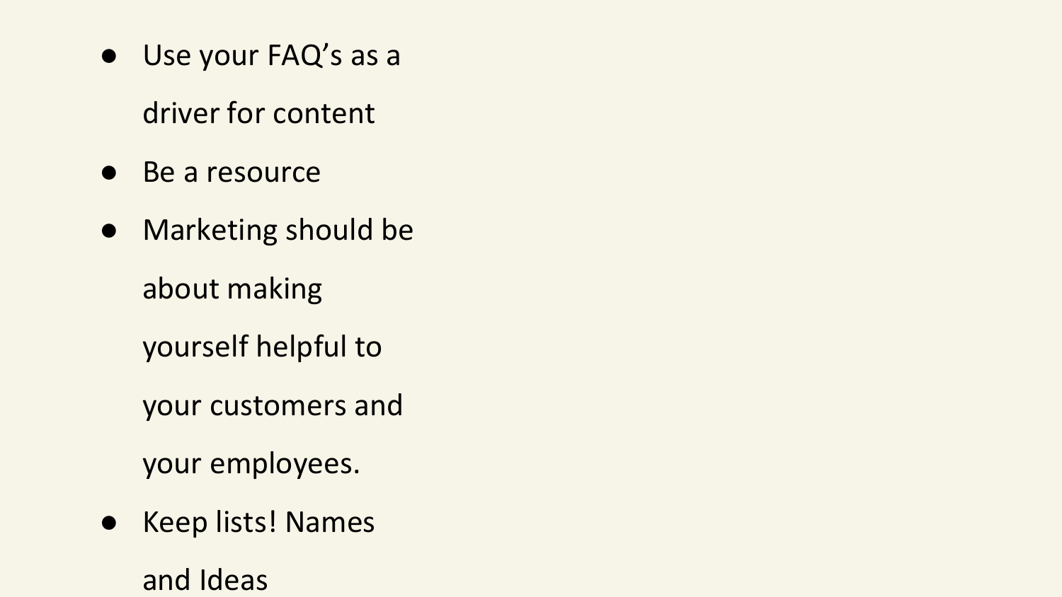- Use your FAQ’s as a driver for content
- Be a resource
- Marketing should be about making yourself helpful to your customers and your employees.
- Keep lists! Names and Ideas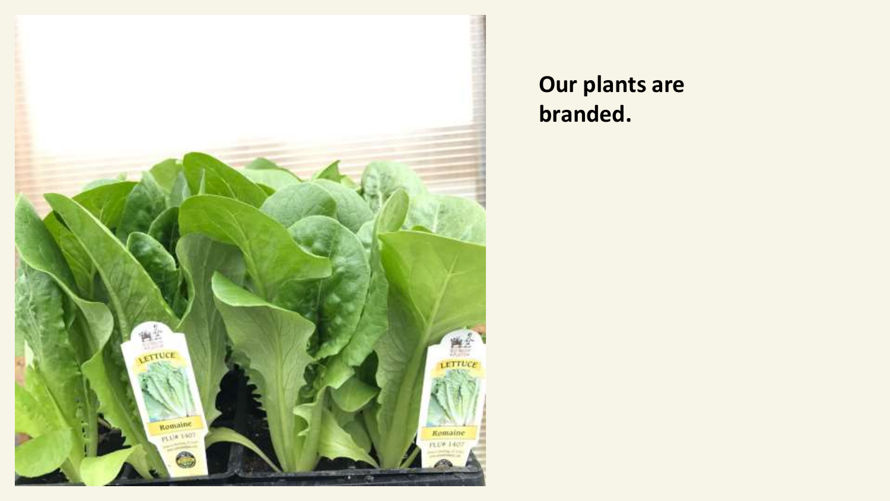**Our plants are branded.**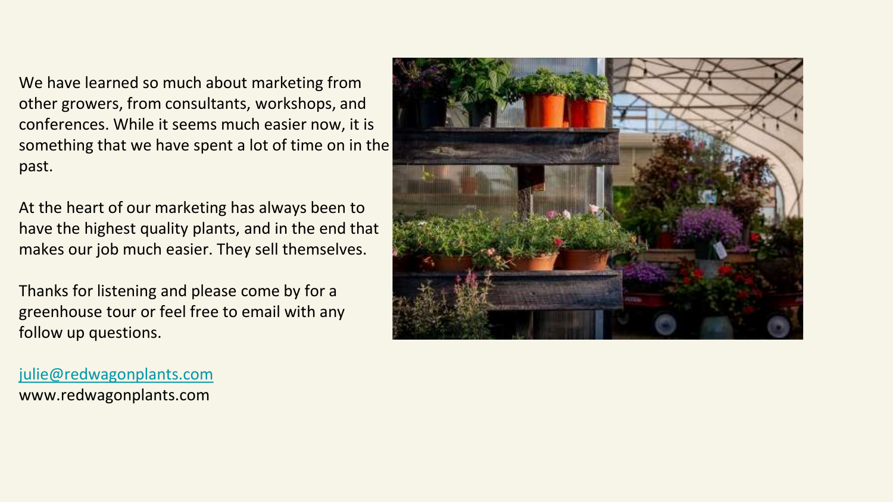We have learned so much about marketing from other growers, from consultants, workshops, and conferences. While it seems much easier now, it is something that we have spent a lot of time on in the past.

At the heart of our marketing has always been to have the highest quality plants, and in the end that makes our job much easier. They sell themselves.

Thanks for listening and please come by for a greenhouse tour or feel free to email with any follow up questions.

julie@redwagonplants.com
www.redwagonplants.com